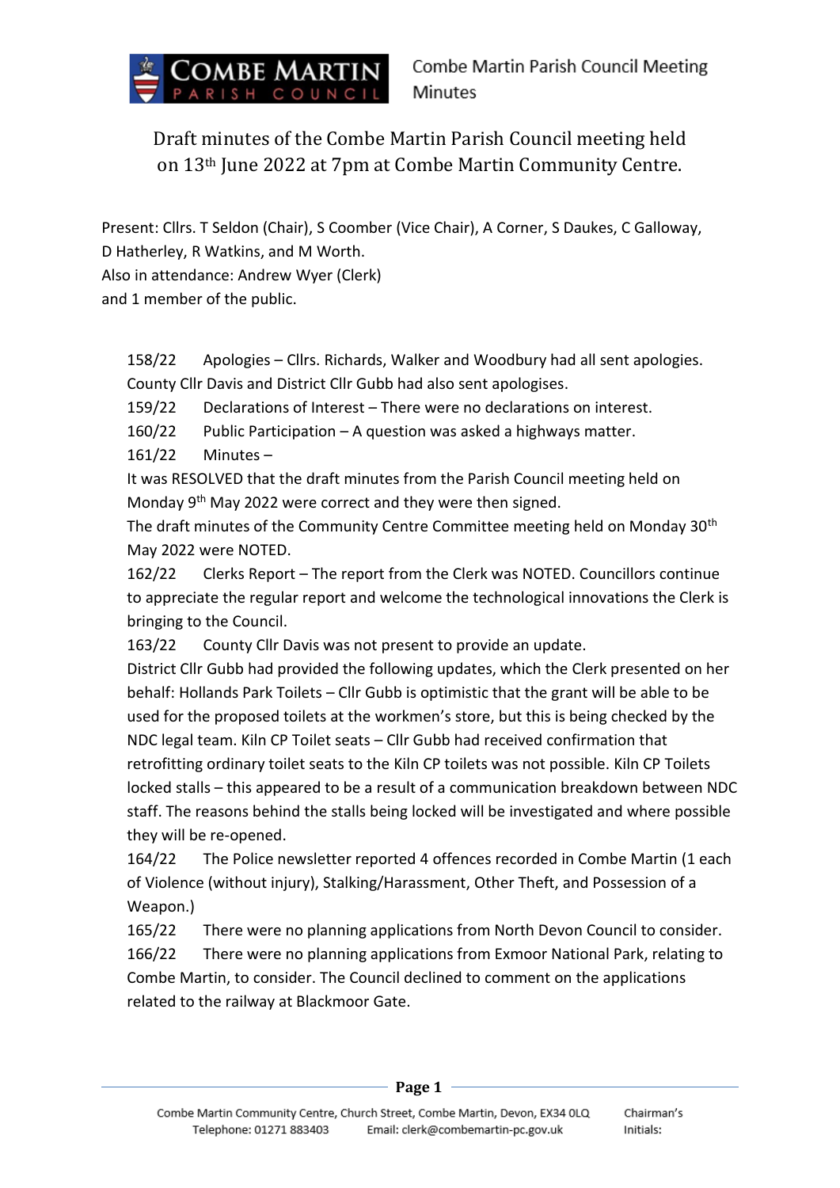# Draft minutes of the Combe Martin Parish Council meeting held on 13th June 2022 at 7pm at Combe Martin Community Centre.

Present: Cllrs. T Seldon (Chair), S Coomber (Vice Chair), A Corner, S Daukes, C Galloway, D Hatherley, R Watkins, and M Worth.
Also in attendance: Andrew Wyer (Clerk)
and 1 member of the public.

158/22 Apologies – Cllrs. Richards, Walker and Woodbury had all sent apologies. County Cllr Davis and District Cllr Gubb had also sent apologises.

159/22 Declarations of Interest – There were no declarations on interest.

160/22 Public Participation – A question was asked a highways matter.

161/22 Minutes –
It was RESOLVED that the draft minutes from the Parish Council meeting held on Monday 9th May 2022 were correct and they were then signed.
The draft minutes of the Community Centre Committee meeting held on Monday 30th May 2022 were NOTED.

162/22 Clerks Report – The report from the Clerk was NOTED. Councillors continue to appreciate the regular report and welcome the technological innovations the Clerk is bringing to the Council.

163/22 County Cllr Davis was not present to provide an update.
District Cllr Gubb had provided the following updates, which the Clerk presented on her behalf: Hollands Park Toilets – Cllr Gubb is optimistic that the grant will be able to be used for the proposed toilets at the workmen's store, but this is being checked by the NDC legal team. Kiln CP Toilet seats – Cllr Gubb had received confirmation that retrofitting ordinary toilet seats to the Kiln CP toilets was not possible. Kiln CP Toilets locked stalls – this appeared to be a result of a communication breakdown between NDC staff. The reasons behind the stalls being locked will be investigated and where possible they will be re-opened.

164/22 The Police newsletter reported 4 offences recorded in Combe Martin (1 each of Violence (without injury), Stalking/Harassment, Other Theft, and Possession of a Weapon.)

165/22 There were no planning applications from North Devon Council to consider.

166/22 There were no planning applications from Exmoor National Park, relating to Combe Martin, to consider. The Council declined to comment on the applications related to the railway at Blackmoor Gate.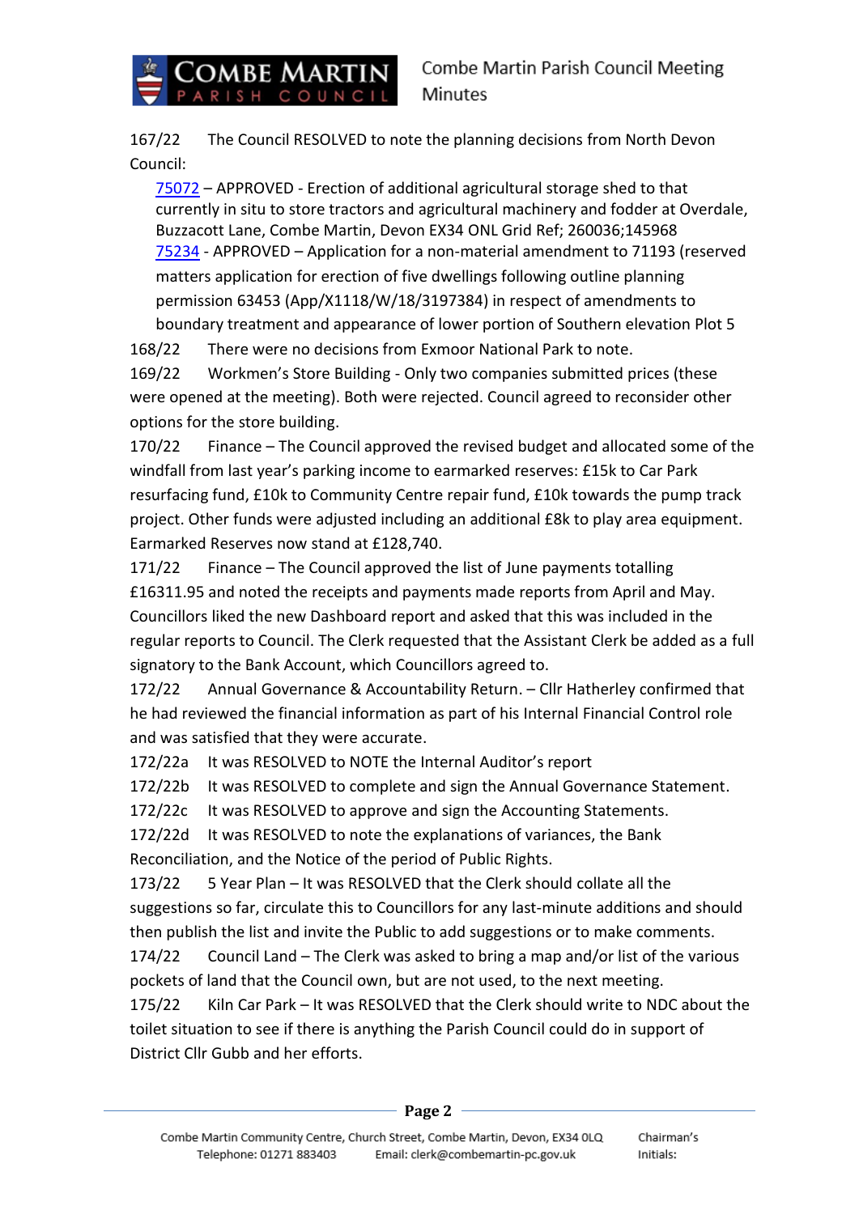167/22 The Council RESOLVED to note the planning decisions from North Devon Council:

[75072](75072) – APPROVED - Erection of additional agricultural storage shed to that currently in situ to store tractors and agricultural machinery and fodder at Overdale, Buzzacott Lane, Combe Martin, Devon EX34 ONL Grid Ref; 260036;145968

[75234](75234) - APPROVED – Application for a non-material amendment to 71193 (reserved matters application for erection of five dwellings following outline planning permission 63453 (App/X1118/W/18/3197384) in respect of amendments to boundary treatment and appearance of lower portion of Southern elevation Plot 5

168/22 There were no decisions from Exmoor National Park to note.

169/22 Workmen's Store Building - Only two companies submitted prices (these were opened at the meeting). Both were rejected. Council agreed to reconsider other options for the store building.

170/22 Finance – The Council approved the revised budget and allocated some of the windfall from last year's parking income to earmarked reserves: £15k to Car Park resurfacing fund, £10k to Community Centre repair fund, £10k towards the pump track project. Other funds were adjusted including an additional £8k to play area equipment. Earmarked Reserves now stand at £128,740.

171/22 Finance – The Council approved the list of June payments totalling £16311.95 and noted the receipts and payments made reports from April and May. Councillors liked the new Dashboard report and asked that this was included in the regular reports to Council. The Clerk requested that the Assistant Clerk be added as a full signatory to the Bank Account, which Councillors agreed to.

172/22 Annual Governance & Accountability Return. – Cllr Hatherley confirmed that he had reviewed the financial information as part of his Internal Financial Control role and was satisfied that they were accurate.

172/22a It was RESOLVED to NOTE the Internal Auditor's report

172/22b It was RESOLVED to complete and sign the Annual Governance Statement.

172/22c It was RESOLVED to approve and sign the Accounting Statements.

172/22d It was RESOLVED to note the explanations of variances, the Bank Reconciliation, and the Notice of the period of Public Rights.

173/22 5 Year Plan – It was RESOLVED that the Clerk should collate all the suggestions so far, circulate this to Councillors for any last-minute additions and should then publish the list and invite the Public to add suggestions or to make comments.

174/22 Council Land – The Clerk was asked to bring a map and/or list of the various pockets of land that the Council own, but are not used, to the next meeting.

175/22 Kiln Car Park – It was RESOLVED that the Clerk should write to NDC about the toilet situation to see if there is anything the Parish Council could do in support of District Cllr Gubb and her efforts.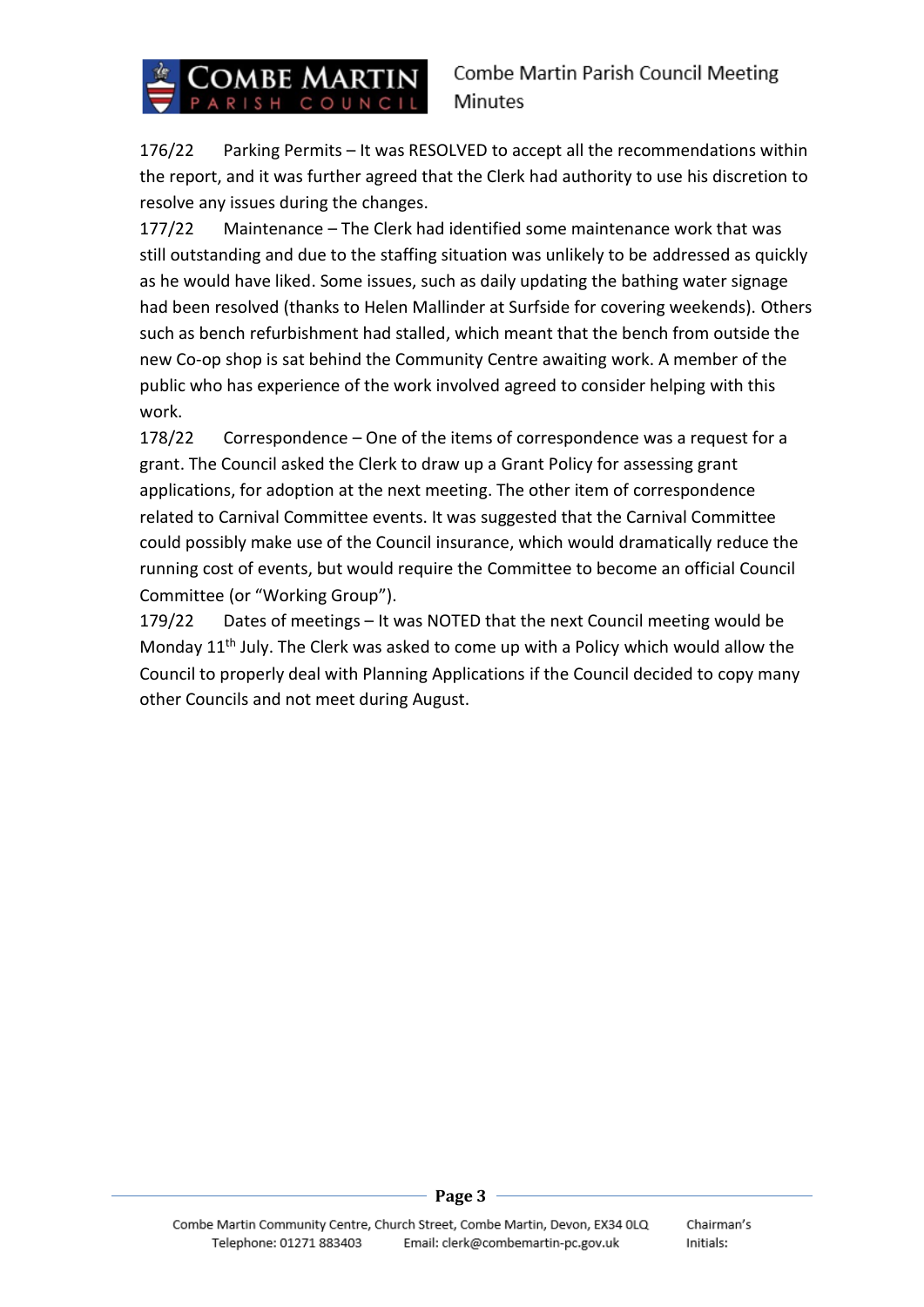176/22 Parking Permits – It was RESOLVED to accept all the recommendations within the report, and it was further agreed that the Clerk had authority to use his discretion to resolve any issues during the changes.

177/22 Maintenance – The Clerk had identified some maintenance work that was still outstanding and due to the staffing situation was unlikely to be addressed as quickly as he would have liked. Some issues, such as daily updating the bathing water signage had been resolved (thanks to Helen Mallinder at Surfside for covering weekends). Others such as bench refurbishment had stalled, which meant that the bench from outside the new Co-op shop is sat behind the Community Centre awaiting work. A member of the public who has experience of the work involved agreed to consider helping with this work.

178/22 Correspondence – One of the items of correspondence was a request for a grant. The Council asked the Clerk to draw up a Grant Policy for assessing grant applications, for adoption at the next meeting. The other item of correspondence related to Carnival Committee events. It was suggested that the Carnival Committee could possibly make use of the Council insurance, which would dramatically reduce the running cost of events, but would require the Committee to become an official Council Committee (or "Working Group").

179/22 Dates of meetings – It was NOTED that the next Council meeting would be Monday 11th July. The Clerk was asked to come up with a Policy which would allow the Council to properly deal with Planning Applications if the Council decided to copy many other Councils and not meet during August.